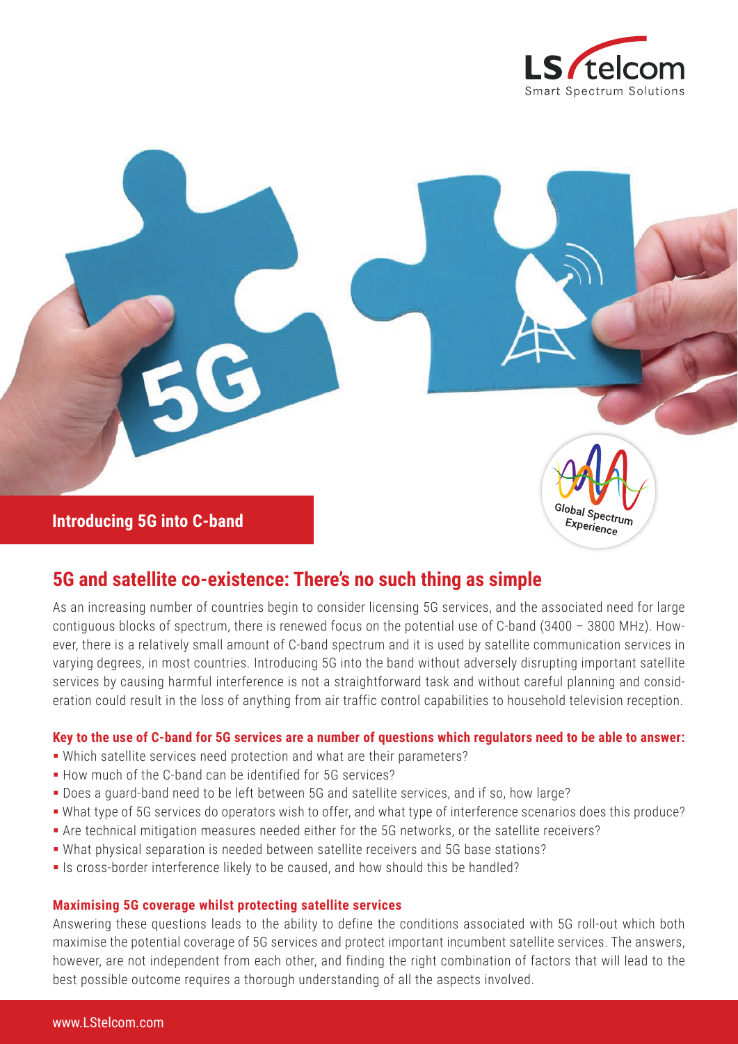## Introducing 5G into C-band

# 5G and satellite co-existence: There's no such thing as simple

As an increasing number of countries begin to consider licensing 5G services, and the associated need for large contiguous blocks of spectrum, there is renewed focus on the potential use of C-band (3400 – 3800 MHz). However, there is a relatively small amount of C-band spectrum and it is used by satellite communication services in varying degrees, in most countries. Introducing 5G into the band without adversely disrupting important satellite services by causing harmful interference is not a straightforward task and without careful planning and consideration could result in the loss of anything from air traffic control capabilities to household television reception.

**Key to the use of C-band for 5G services are a number of questions which regulators need to be able to answer:**

- Which satellite services need protection and what are their parameters?
- How much of the C-band can be identified for 5G services?
- Does a guard-band need to be left between 5G and satellite services, and if so, how large?
- What type of 5G services do operators wish to offer, and what type of interference scenarios does this produce?
- Are technical mitigation measures needed either for the 5G networks, or the satellite receivers?
- What physical separation is needed between satellite receivers and 5G base stations?
- Is cross-border interference likely to be caused, and how should this be handled?

**Maximising 5G coverage whilst protecting satellite services**

Answering these questions leads to the ability to define the conditions associated with 5G roll-out which both maximise the potential coverage of 5G services and protect important incumbent satellite services. The answers, however, are not independent from each other, and finding the right combination of factors that will lead to the best possible outcome requires a thorough understanding of all the aspects involved.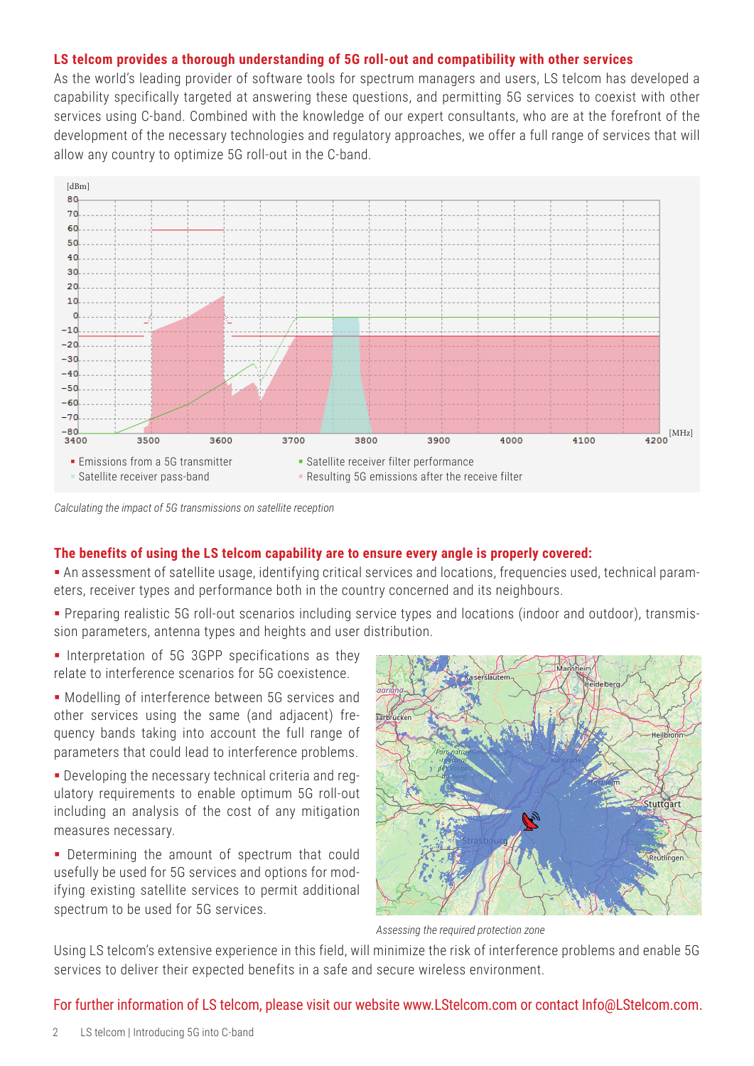**LS telcom provides a thorough understanding of 5G roll-out and compatibility with other services**

As the world's leading provider of software tools for spectrum managers and users, LS telcom has developed a capability specifically targeted at answering these questions, and permitting 5G services to coexist with other services using C-band. Combined with the knowledge of our expert consultants, who are at the forefront of the development of the necessary technologies and regulatory approaches, we offer a full range of services that will allow any country to optimize 5G roll-out in the C-band.

[dBm]
80
70
60
50
40
30
20
10
0
−10
−20
−30
−40
−50
−60
−70
−80
3400
3500
3600
3700
3800
3900
4000
4100
4200
[MHz]

Emissions from a 5G transmitter
Satellite receiver filter performance
Satellite receiver pass-band
Resulting 5G emissions after the receive filter

*Calculating the impact of 5G transmissions on satellite reception*

**The benefits of using the LS telcom capability are to ensure every angle is properly covered:**

- An assessment of satellite usage, identifying critical services and locations, frequencies used, technical parameters, receiver types and performance both in the country concerned and its neighbours.
- Preparing realistic 5G roll-out scenarios including service types and locations (indoor and outdoor), transmission parameters, antenna types and heights and user distribution.
- Interpretation of 5G 3GPP specifications as they relate to interference scenarios for 5G coexistence.
- Modelling of interference between 5G services and other services using the same (and adjacent) frequency bands taking into account the full range of parameters that could lead to interference problems.
- Developing the necessary technical criteria and regulatory requirements to enable optimum 5G roll-out including an analysis of the cost of any mitigation measures necessary.
- Determining the amount of spectrum that could usefully be used for 5G services and options for modifying existing satellite services to permit additional spectrum to be used for 5G services.

*Assessing the required protection zone*

Using LS telcom's extensive experience in this field, will minimize the risk of interference problems and enable 5G services to deliver their expected benefits in a safe and secure wireless environment.

For further information of LS telcom, please visit our website www.LStelcom.com or contact Info@LStelcom.com.